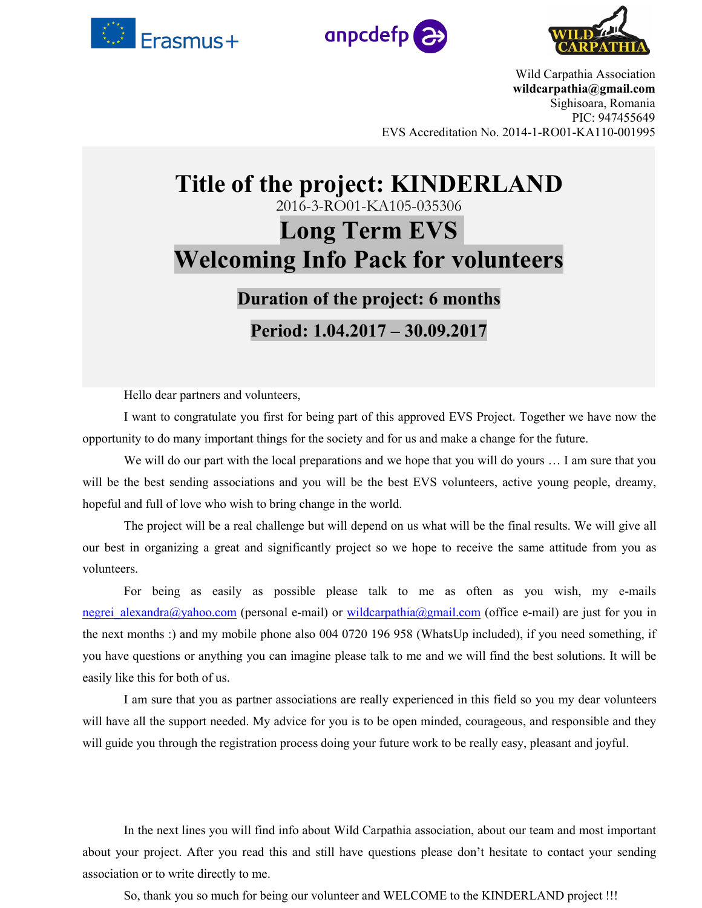Wild Carpathia Association
**wildcarpathia@gmail.com**
Sighisoara, Romania
PIC: 947455649
EVS Accreditation No. 2014-1-RO01-KA110-001995

# Title of the project: KINDERLAND

2016-3-RO01-KA105-035306

# Long Term EVS
# Welcoming Info Pack for volunteers

## Duration of the project: 6 months

## Period: 1.04.2017 – 30.09.2017

Hello dear partners and volunteers,

I want to congratulate you first for being part of this approved EVS Project. Together we have now the opportunity to do many important things for the society and for us and make a change for the future.

We will do our part with the local preparations and we hope that you will do yours … I am sure that you will be the best sending associations and you will be the best EVS volunteers, active young people, dreamy, hopeful and full of love who wish to bring change in the world.

The project will be a real challenge but will depend on us what will be the final results. We will give all our best in organizing a great and significantly project so we hope to receive the same attitude from you as volunteers.

For being as easily as possible please talk to me as often as you wish, my e-mails negrei_alexandra@yahoo.com (personal e-mail) or wildcarpathia@gmail.com (office e-mail) are just for you in the next months :) and my mobile phone also 004 0720 196 958 (WhatsUp included), if you need something, if you have questions or anything you can imagine please talk to me and we will find the best solutions. It will be easily like this for both of us.

I am sure that you as partner associations are really experienced in this field so you my dear volunteers will have all the support needed. My advice for you is to be open minded, courageous, and responsible and they will guide you through the registration process doing your future work to be really easy, pleasant and joyful.

In the next lines you will find info about Wild Carpathia association, about our team and most important about your project. After you read this and still have questions please don't hesitate to contact your sending association or to write directly to me.

So, thank you so much for being our volunteer and WELCOME to the KINDERLAND project !!!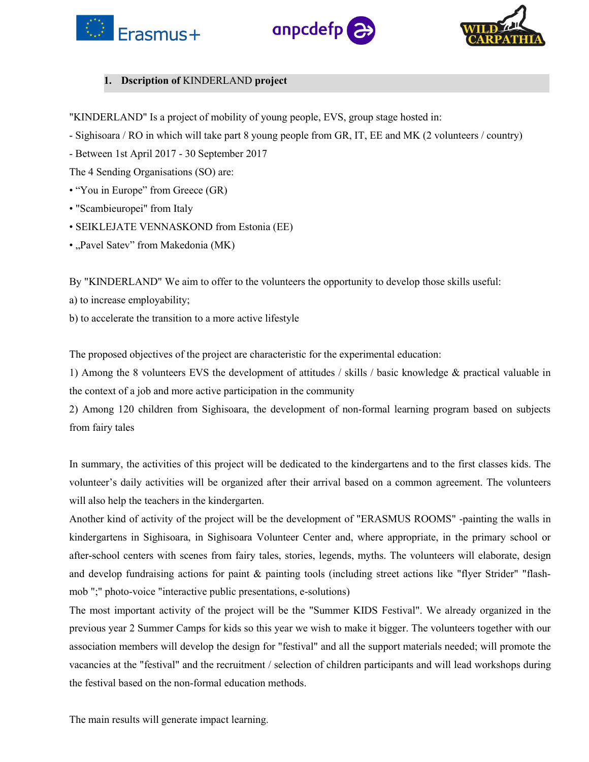## 1. Dscription of KINDERLAND project

"KINDERLAND" Is a project of mobility of young people, EVS, group stage hosted in:

- Sighisoara / RO in which will take part 8 young people from GR, IT, EE and MK (2 volunteers / country)
- Between 1st April 2017 - 30 September 2017

The 4 Sending Organisations (SO) are:

- "You in Europe" from Greece (GR)
- "Scambieuropei" from Italy
- SEIKLEJATE VENNASKOND from Estonia (EE)
- „Pavel Satev" from Makedonia (MK)

By "KINDERLAND" We aim to offer to the volunteers the opportunity to develop those skills useful:

a) to increase employability;

b) to accelerate the transition to a more active lifestyle

The proposed objectives of the project are characteristic for the experimental education:

1) Among the 8 volunteers EVS the development of attitudes / skills / basic knowledge & practical valuable in the context of a job and more active participation in the community

2) Among 120 children from Sighisoara, the development of non-formal learning program based on subjects from fairy tales

In summary, the activities of this project will be dedicated to the kindergartens and to the first classes kids. The volunteer's daily activities will be organized after their arrival based on a common agreement. The volunteers will also help the teachers in the kindergarten.

Another kind of activity of the project will be the development of "ERASMUS ROOMS" -painting the walls in kindergartens in Sighisoara, in Sighisoara Volunteer Center and, where appropriate, in the primary school or after-school centers with scenes from fairy tales, stories, legends, myths. The volunteers will elaborate, design and develop fundraising actions for paint & painting tools (including street actions like "flyer Strider" "flash-mob ";" photo-voice "interactive public presentations, e-solutions)

The most important activity of the project will be the "Summer KIDS Festival". We already organized in the previous year 2 Summer Camps for kids so this year we wish to make it bigger. The volunteers together with our association members will develop the design for "festival" and all the support materials needed; will promote the vacancies at the "festival" and the recruitment / selection of children participants and will lead workshops during the festival based on the non-formal education methods.

The main results will generate impact learning.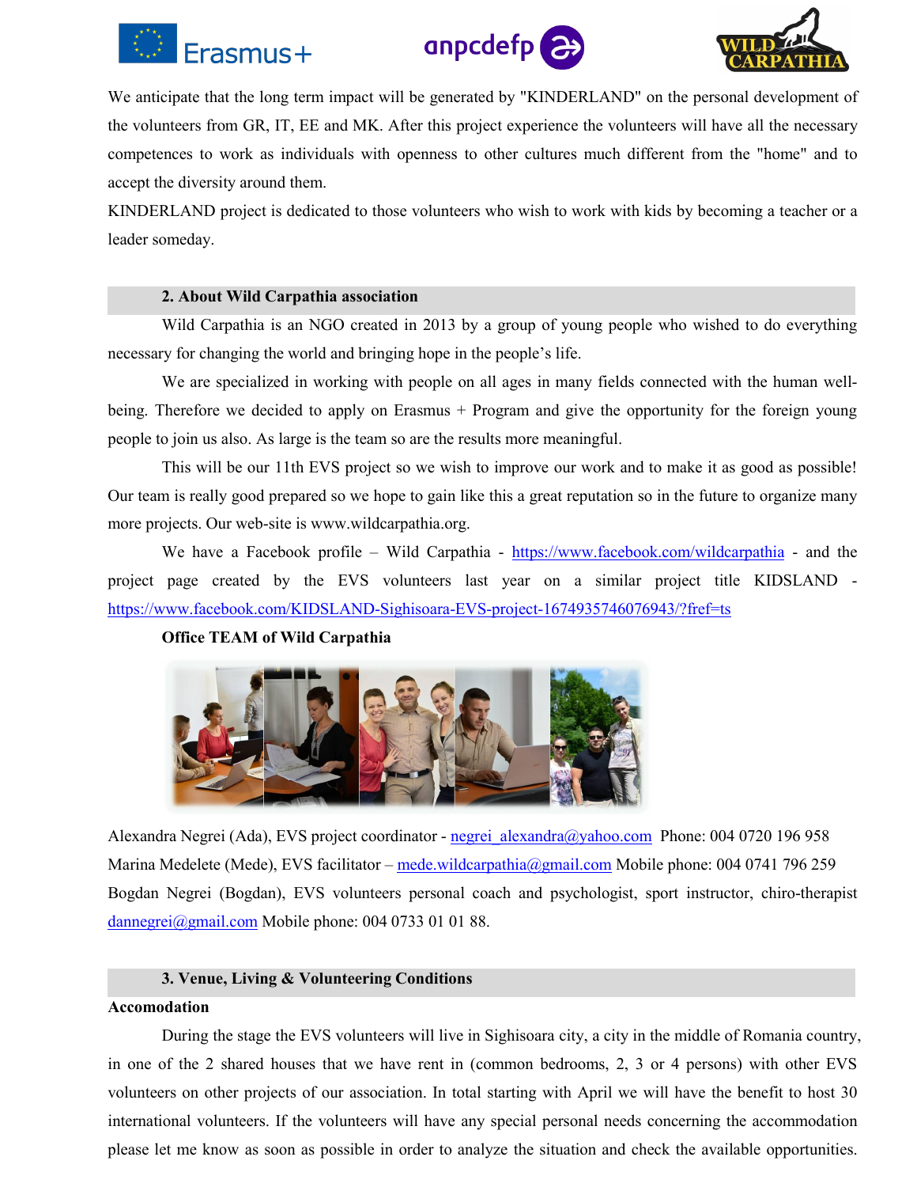We anticipate that the long term impact will be generated by "KINDERLAND" on the personal development of the volunteers from GR, IT, EE and MK. After this project experience the volunteers will have all the necessary competences to work as individuals with openness to other cultures much different from the "home" and to accept the diversity around them.

KINDERLAND project is dedicated to those volunteers who wish to work with kids by becoming a teacher or a leader someday.

## 2. About Wild Carpathia association

Wild Carpathia is an NGO created in 2013 by a group of young people who wished to do everything necessary for changing the world and bringing hope in the people's life.

We are specialized in working with people on all ages in many fields connected with the human well-being. Therefore we decided to apply on Erasmus + Program and give the opportunity for the foreign young people to join us also. As large is the team so are the results more meaningful.

This will be our 11th EVS project so we wish to improve our work and to make it as good as possible! Our team is really good prepared so we hope to gain like this a great reputation so in the future to organize many more projects. Our web-site is www.wildcarpathia.org.

We have a Facebook profile – Wild Carpathia - https://www.facebook.com/wildcarpathia - and the project page created by the EVS volunteers last year on a similar project title KIDSLAND - https://www.facebook.com/KIDSLAND-Sighisoara-EVS-project-1674935746076943/?fref=ts

**Office TEAM of Wild Carpathia**

Alexandra Negrei (Ada), EVS project coordinator - negrei_alexandra@yahoo.com Phone: 004 0720 196 958
Marina Medelete (Mede), EVS facilitator – mede.wildcarpathia@gmail.com Mobile phone: 004 0741 796 259
Bogdan Negrei (Bogdan), EVS volunteers personal coach and psychologist, sport instructor, chiro-therapist dannegrei@gmail.com Mobile phone: 004 0733 01 01 88.

## 3. Venue, Living & Volunteering Conditions

**Accomodation**

During the stage the EVS volunteers will live in Sighisoara city, a city in the middle of Romania country, in one of the 2 shared houses that we have rent in (common bedrooms, 2, 3 or 4 persons) with other EVS volunteers on other projects of our association. In total starting with April we will have the benefit to host 30 international volunteers. If the volunteers will have any special personal needs concerning the accommodation please let me know as soon as possible in order to analyze the situation and check the available opportunities.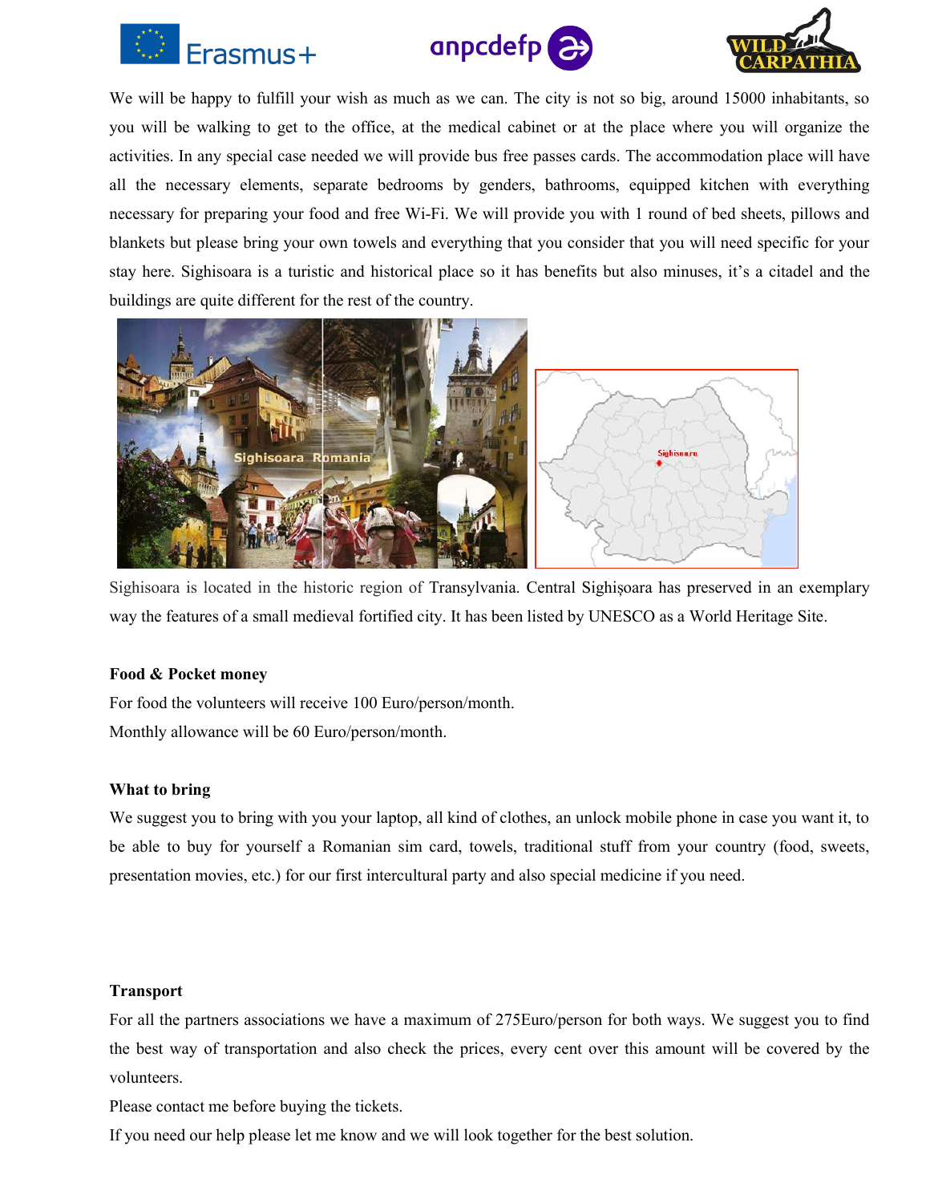We will be happy to fulfill your wish as much as we can. The city is not so big, around 15000 inhabitants, so you will be walking to get to the office, at the medical cabinet or at the place where you will organize the activities. In any special case needed we will provide bus free passes cards. The accommodation place will have all the necessary elements, separate bedrooms by genders, bathrooms, equipped kitchen with everything necessary for preparing your food and free Wi-Fi. We will provide you with 1 round of bed sheets, pillows and blankets but please bring your own towels and everything that you consider that you will need specific for your stay here. Sighisoara is a turistic and historical place so it has benefits but also minuses, it's a citadel and the buildings are quite different for the rest of the country.

Sighisoara is located in the historic region of Transylvania. Central Sighișoara has preserved in an exemplary way the features of a small medieval fortified city. It has been listed by UNESCO as a World Heritage Site.

**Food & Pocket money**

For food the volunteers will receive 100 Euro/person/month.

Monthly allowance will be 60 Euro/person/month.

**What to bring**

We suggest you to bring with you your laptop, all kind of clothes, an unlock mobile phone in case you want it, to be able to buy for yourself a Romanian sim card, towels, traditional stuff from your country (food, sweets, presentation movies, etc.) for our first intercultural party and also special medicine if you need.

**Transport**

For all the partners associations we have a maximum of 275Euro/person for both ways. We suggest you to find the best way of transportation and also check the prices, every cent over this amount will be covered by the volunteers.

Please contact me before buying the tickets.

If you need our help please let me know and we will look together for the best solution.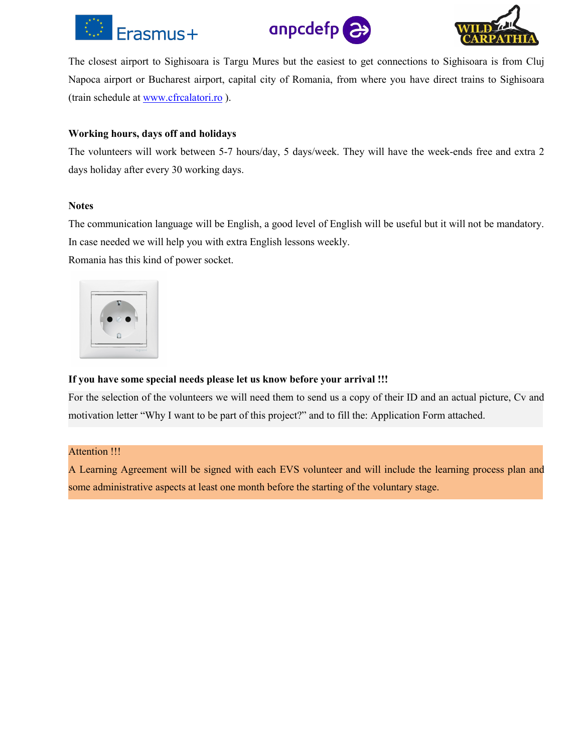The closest airport to Sighisoara is Targu Mures but the easiest to get connections to Sighisoara is from Cluj Napoca airport or Bucharest airport, capital city of Romania, from where you have direct trains to Sighisoara (train schedule at [www.cfrcalatori.ro](http://www.cfrcalatori.ro) ).

**Working hours, days off and holidays**

The volunteers will work between 5-7 hours/day, 5 days/week. They will have the week-ends free and extra 2 days holiday after every 30 working days.

**Notes**

The communication language will be English, a good level of English will be useful but it will not be mandatory. In case needed we will help you with extra English lessons weekly.

Romania has this kind of power socket.

**If you have some special needs please let us know before your arrival !!!**

For the selection of the volunteers we will need them to send us a copy of their ID and an actual picture, Cv and motivation letter "Why I want to be part of this project?" and to fill the: Application Form attached.

Attention !!!

A Learning Agreement will be signed with each EVS volunteer and will include the learning process plan and some administrative aspects at least one month before the starting of the voluntary stage.